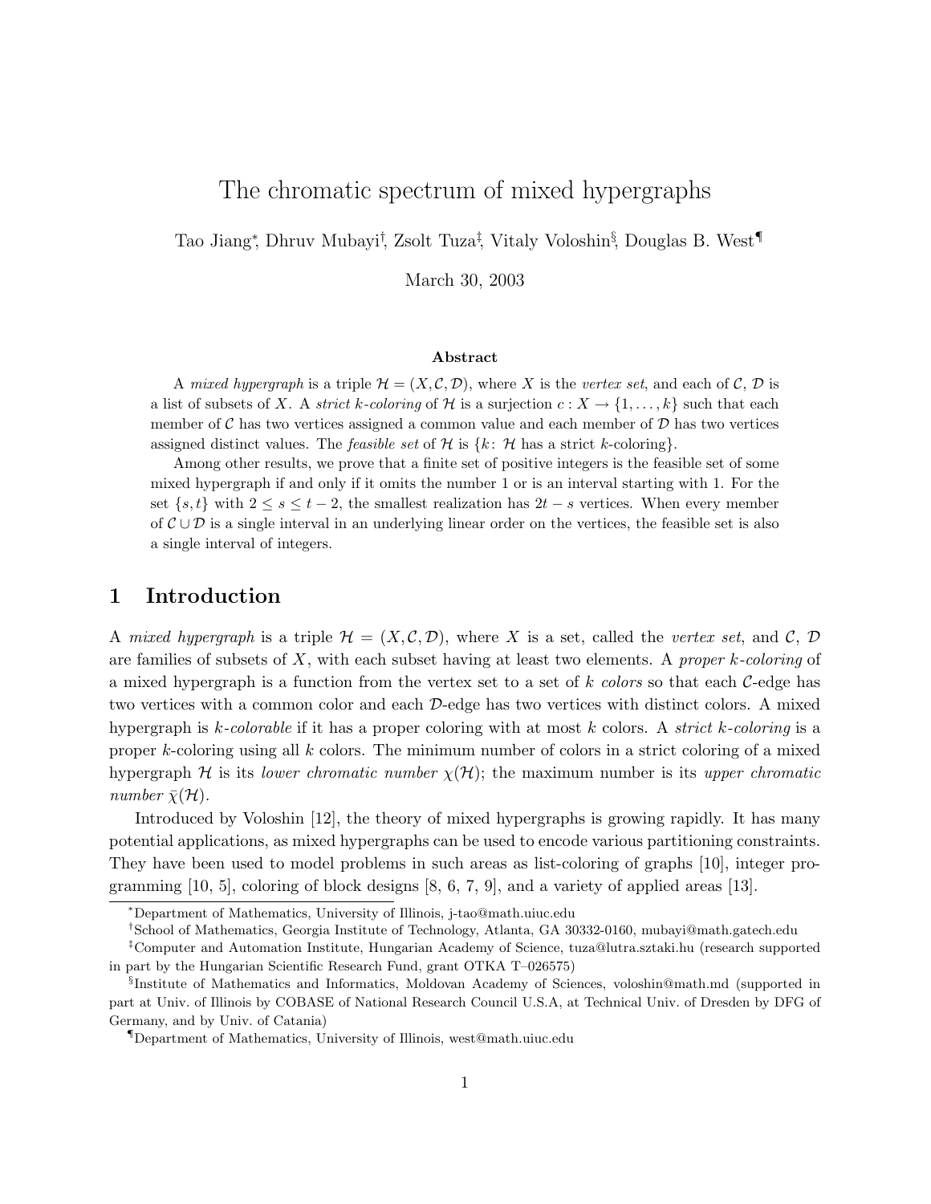# The chromatic spectrum of mixed hypergraphs

Tao Jiang*, Dhruv Mubayi†, Zsolt Tuza‡, Vitaly Voloshin§, Douglas B. West¶

March 30, 2003

### Abstract

A *mixed hypergraph* is a triple $\mathcal{H} = (X, \mathcal{C}, \mathcal{D})$, where $X$ is the *vertex set*, and each of $\mathcal{C}$, $\mathcal{D}$ is a list of subsets of $X$. A *strict $k$-coloring* of $\mathcal{H}$ is a surjection $c: X \to \{1, \ldots, k\}$ such that each member of $\mathcal{C}$ has two vertices assigned a common value and each member of $\mathcal{D}$ has two vertices assigned distinct values. The *feasible set* of $\mathcal{H}$ is $\{k\colon \mathcal{H} \text{ has a strict } k\text{-coloring}\}$.

Among other results, we prove that a finite set of positive integers is the feasible set of some mixed hypergraph if and only if it omits the number 1 or is an interval starting with 1. For the set $\{s, t\}$ with $2 \le s \le t - 2$, the smallest realization has $2t - s$ vertices. When every member of $\mathcal{C} \cup \mathcal{D}$ is a single interval in an underlying linear order on the vertices, the feasible set is also a single interval of integers.

## 1 Introduction

A *mixed hypergraph* is a triple $\mathcal{H} = (X, \mathcal{C}, \mathcal{D})$, where $X$ is a set, called the *vertex set*, and $\mathcal{C}$, $\mathcal{D}$ are families of subsets of $X$, with each subset having at least two elements. A *proper $k$-coloring* of a mixed hypergraph is a function from the vertex set to a set of $k$ *colors* so that each $\mathcal{C}$-edge has two vertices with a common color and each $\mathcal{D}$-edge has two vertices with distinct colors. A mixed hypergraph is *$k$-colorable* if it has a proper coloring with at most $k$ colors. A *strict $k$-coloring* is a proper $k$-coloring using all $k$ colors. The minimum number of colors in a strict coloring of a mixed hypergraph $\mathcal{H}$ is its *lower chromatic number* $\chi(\mathcal{H})$; the maximum number is its *upper chromatic number* $\bar{\chi}(\mathcal{H})$.

Introduced by Voloshin [12], the theory of mixed hypergraphs is growing rapidly. It has many potential applications, as mixed hypergraphs can be used to encode various partitioning constraints. They have been used to model problems in such areas as list-coloring of graphs [10], integer programming [10, 5], coloring of block designs [8, 6, 7, 9], and a variety of applied areas [13].

*Department of Mathematics, University of Illinois, j-tao@math.uiuc.edu

†School of Mathematics, Georgia Institute of Technology, Atlanta, GA 30332-0160, mubayi@math.gatech.edu

‡Computer and Automation Institute, Hungarian Academy of Science, tuza@lutra.sztaki.hu (research supported in part by the Hungarian Scientific Research Fund, grant OTKA T–026575)

§Institute of Mathematics and Informatics, Moldovan Academy of Sciences, voloshin@math.md (supported in part at Univ. of Illinois by COBASE of National Research Council U.S.A, at Technical Univ. of Dresden by DFG of Germany, and by Univ. of Catania)

¶Department of Mathematics, University of Illinois, west@math.uiuc.edu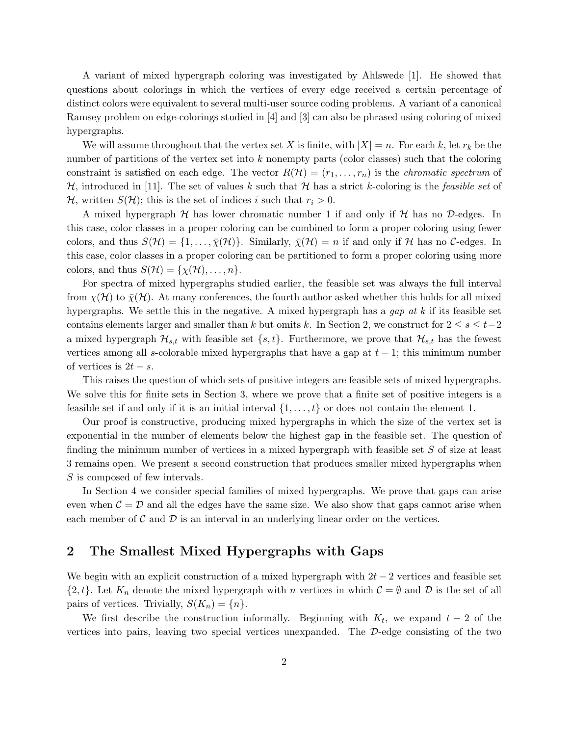A variant of mixed hypergraph coloring was investigated by Ahlswede [1]. He showed that questions about colorings in which the vertices of every edge received a certain percentage of distinct colors were equivalent to several multi-user source coding problems. A variant of a canonical Ramsey problem on edge-colorings studied in [4] and [3] can also be phrased using coloring of mixed hypergraphs.

We will assume throughout that the vertex set $X$ is finite, with $|X| = n$. For each $k$, let $r_k$ be the number of partitions of the vertex set into $k$ nonempty parts (color classes) such that the coloring constraint is satisfied on each edge. The vector $R(\mathcal{H}) = (r_1, \ldots, r_n)$ is the *chromatic spectrum* of $\mathcal{H}$, introduced in [11]. The set of values $k$ such that $\mathcal{H}$ has a strict $k$-coloring is the *feasible set* of $\mathcal{H}$, written $S(\mathcal{H})$; this is the set of indices $i$ such that $r_i > 0$.

A mixed hypergraph $\mathcal{H}$ has lower chromatic number 1 if and only if $\mathcal{H}$ has no $\mathcal{D}$-edges. In this case, color classes in a proper coloring can be combined to form a proper coloring using fewer colors, and thus $S(\mathcal{H}) = \{1, \ldots, \bar{\chi}(\mathcal{H})\}$. Similarly, $\bar{\chi}(\mathcal{H}) = n$ if and only if $\mathcal{H}$ has no $\mathcal{C}$-edges. In this case, color classes in a proper coloring can be partitioned to form a proper coloring using more colors, and thus $S(\mathcal{H}) = \{\chi(\mathcal{H}), \ldots, n\}$.

For spectra of mixed hypergraphs studied earlier, the feasible set was always the full interval from $\chi(\mathcal{H})$ to $\bar{\chi}(\mathcal{H})$. At many conferences, the fourth author asked whether this holds for all mixed hypergraphs. We settle this in the negative. A mixed hypergraph has a *gap at* $k$ if its feasible set contains elements larger and smaller than $k$ but omits $k$. In Section 2, we construct for $2 \le s \le t-2$ a mixed hypergraph $\mathcal{H}_{s,t}$ with feasible set $\{s, t\}$. Furthermore, we prove that $\mathcal{H}_{s,t}$ has the fewest vertices among all $s$-colorable mixed hypergraphs that have a gap at $t-1$; this minimum number of vertices is $2t - s$.

This raises the question of which sets of positive integers are feasible sets of mixed hypergraphs. We solve this for finite sets in Section 3, where we prove that a finite set of positive integers is a feasible set if and only if it is an initial interval $\{1, \ldots, t\}$ or does not contain the element 1.

Our proof is constructive, producing mixed hypergraphs in which the size of the vertex set is exponential in the number of elements below the highest gap in the feasible set. The question of finding the minimum number of vertices in a mixed hypergraph with feasible set $S$ of size at least 3 remains open. We present a second construction that produces smaller mixed hypergraphs when $S$ is composed of few intervals.

In Section 4 we consider special families of mixed hypergraphs. We prove that gaps can arise even when $\mathcal{C} = \mathcal{D}$ and all the edges have the same size. We also show that gaps cannot arise when each member of $\mathcal{C}$ and $\mathcal{D}$ is an interval in an underlying linear order on the vertices.

## 2 The Smallest Mixed Hypergraphs with Gaps

We begin with an explicit construction of a mixed hypergraph with $2t - 2$ vertices and feasible set $\{2, t\}$. Let $K_n$ denote the mixed hypergraph with $n$ vertices in which $\mathcal{C} = \emptyset$ and $\mathcal{D}$ is the set of all pairs of vertices. Trivially, $S(K_n) = \{n\}$.

We first describe the construction informally. Beginning with $K_t$, we expand $t - 2$ of the vertices into pairs, leaving two special vertices unexpanded. The $\mathcal{D}$-edge consisting of the two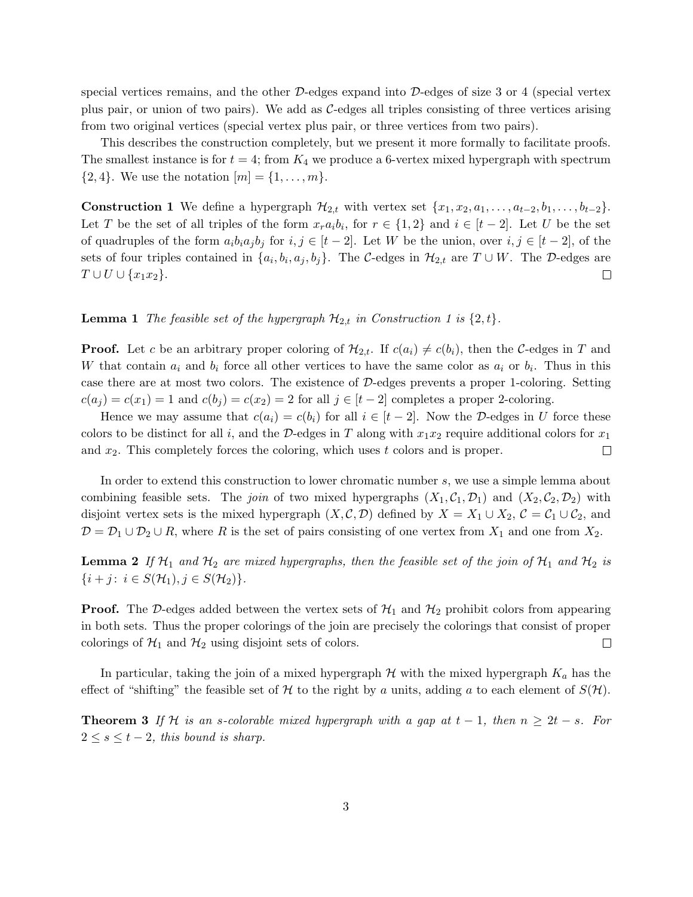special vertices remains, and the other $\mathcal{D}$-edges expand into $\mathcal{D}$-edges of size 3 or 4 (special vertex plus pair, or union of two pairs). We add as $\mathcal{C}$-edges all triples consisting of three vertices arising from two original vertices (special vertex plus pair, or three vertices from two pairs).

This describes the construction completely, but we present it more formally to facilitate proofs. The smallest instance is for $t = 4$; from $K_4$ we produce a 6-vertex mixed hypergraph with spectrum $\{2, 4\}$. We use the notation $[m] = \{1, \ldots, m\}$.

**Construction 1** We define a hypergraph $\mathcal{H}_{2,t}$ with vertex set $\{x_1, x_2, a_1, \ldots, a_{t-2}, b_1, \ldots, b_{t-2}\}$. Let $T$ be the set of all triples of the form $x_r a_i b_i$, for $r \in \{1, 2\}$ and $i \in [t-2]$. Let $U$ be the set of quadruples of the form $a_i b_i a_j b_j$ for $i, j \in [t-2]$. Let $W$ be the union, over $i, j \in [t-2]$, of the sets of four triples contained in $\{a_i, b_i, a_j, b_j\}$. The $\mathcal{C}$-edges in $\mathcal{H}_{2,t}$ are $T \cup W$. The $\mathcal{D}$-edges are $T \cup U \cup \{x_1 x_2\}$. □

**Lemma 1** *The feasible set of the hypergraph $\mathcal{H}_{2,t}$ in Construction 1 is $\{2, t\}$.*

**Proof.** Let $c$ be an arbitrary proper coloring of $\mathcal{H}_{2,t}$. If $c(a_i) \neq c(b_i)$, then the $\mathcal{C}$-edges in $T$ and $W$ that contain $a_i$ and $b_i$ force all other vertices to have the same color as $a_i$ or $b_i$. Thus in this case there are at most two colors. The existence of $\mathcal{D}$-edges prevents a proper 1-coloring. Setting $c(a_j) = c(x_1) = 1$ and $c(b_j) = c(x_2) = 2$ for all $j \in [t-2]$ completes a proper 2-coloring.

Hence we may assume that $c(a_i) = c(b_i)$ for all $i \in [t-2]$. Now the $\mathcal{D}$-edges in $U$ force these colors to be distinct for all $i$, and the $\mathcal{D}$-edges in $T$ along with $x_1 x_2$ require additional colors for $x_1$ and $x_2$. This completely forces the coloring, which uses $t$ colors and is proper. □

In order to extend this construction to lower chromatic number $s$, we use a simple lemma about combining feasible sets. The *join* of two mixed hypergraphs $(X_1, \mathcal{C}_1, \mathcal{D}_1)$ and $(X_2, \mathcal{C}_2, \mathcal{D}_2)$ with disjoint vertex sets is the mixed hypergraph $(X, \mathcal{C}, \mathcal{D})$ defined by $X = X_1 \cup X_2$, $\mathcal{C} = \mathcal{C}_1 \cup \mathcal{C}_2$, and $\mathcal{D} = \mathcal{D}_1 \cup \mathcal{D}_2 \cup R$, where $R$ is the set of pairs consisting of one vertex from $X_1$ and one from $X_2$.

**Lemma 2** *If $\mathcal{H}_1$ and $\mathcal{H}_2$ are mixed hypergraphs, then the feasible set of the join of $\mathcal{H}_1$ and $\mathcal{H}_2$ is $\{i + j \colon i \in S(\mathcal{H}_1), j \in S(\mathcal{H}_2)\}$.*

**Proof.** The $\mathcal{D}$-edges added between the vertex sets of $\mathcal{H}_1$ and $\mathcal{H}_2$ prohibit colors from appearing in both sets. Thus the proper colorings of the join are precisely the colorings that consist of proper colorings of $\mathcal{H}_1$ and $\mathcal{H}_2$ using disjoint sets of colors. □

In particular, taking the join of a mixed hypergraph $\mathcal{H}$ with the mixed hypergraph $K_a$ has the effect of "shifting" the feasible set of $\mathcal{H}$ to the right by $a$ units, adding $a$ to each element of $S(\mathcal{H})$.

**Theorem 3** *If $\mathcal{H}$ is an $s$-colorable mixed hypergraph with a gap at $t-1$, then $n \geq 2t - s$. For $2 \leq s \leq t-2$, this bound is sharp.*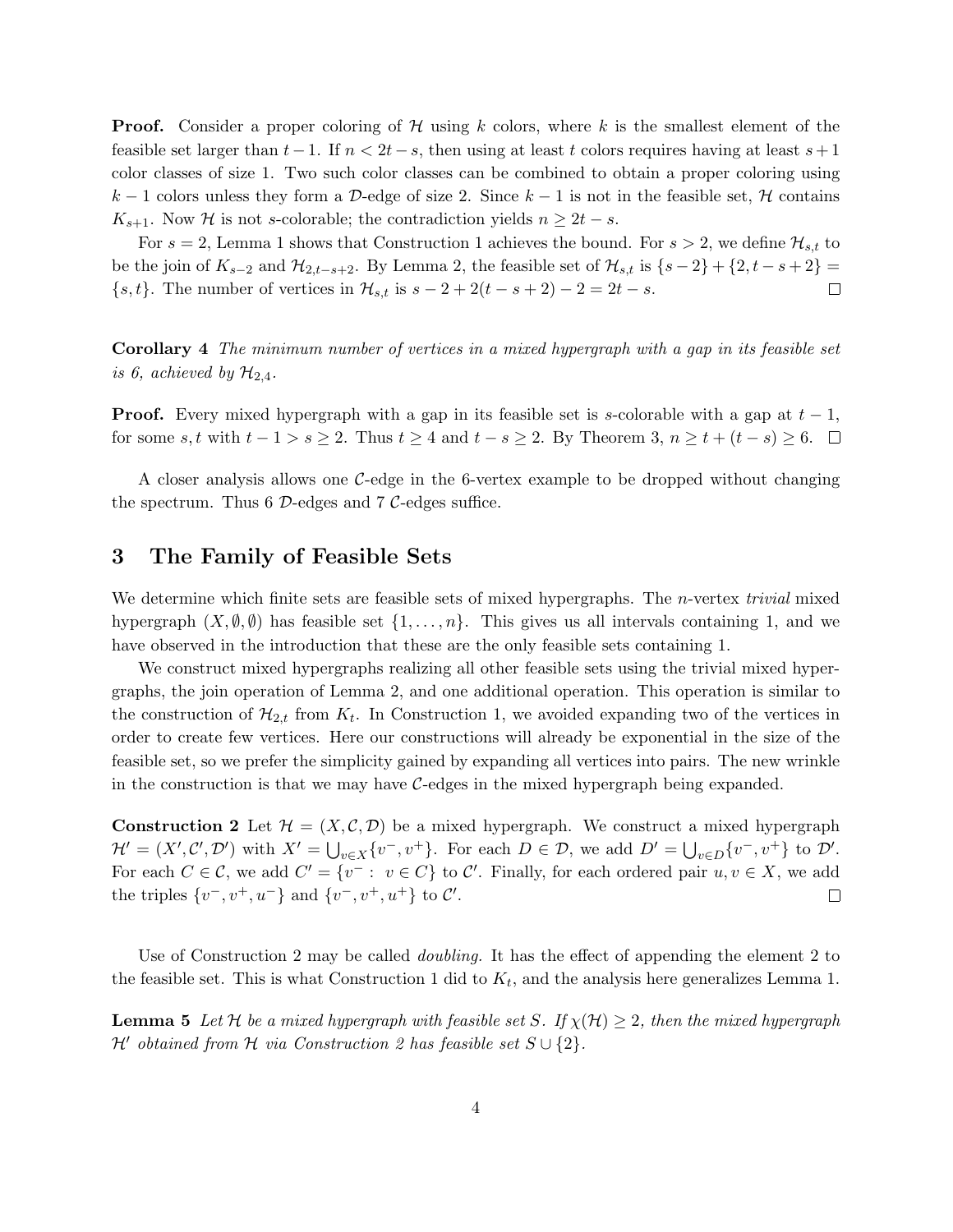**Proof.** Consider a proper coloring of $\mathcal{H}$ using $k$ colors, where $k$ is the smallest element of the feasible set larger than $t-1$. If $n < 2t-s$, then using at least $t$ colors requires having at least $s+1$ color classes of size 1. Two such color classes can be combined to obtain a proper coloring using $k-1$ colors unless they form a $\mathcal{D}$-edge of size 2. Since $k-1$ is not in the feasible set, $\mathcal{H}$ contains $K_{s+1}$. Now $\mathcal{H}$ is not $s$-colorable; the contradiction yields $n \geq 2t-s$.

For $s = 2$, Lemma 1 shows that Construction 1 achieves the bound. For $s > 2$, we define $\mathcal{H}_{s,t}$ to be the join of $K_{s-2}$ and $\mathcal{H}_{2,t-s+2}$. By Lemma 2, the feasible set of $\mathcal{H}_{s,t}$ is $\{s-2\} + \{2, t-s+2\} = \{s, t\}$. The number of vertices in $\mathcal{H}_{s,t}$ is $s - 2 + 2(t-s+2) - 2 = 2t - s$. $\square$

**Corollary 4** *The minimum number of vertices in a mixed hypergraph with a gap in its feasible set is 6, achieved by $\mathcal{H}_{2,4}$.*

**Proof.** Every mixed hypergraph with a gap in its feasible set is $s$-colorable with a gap at $t-1$, for some $s, t$ with $t - 1 > s \geq 2$. Thus $t \geq 4$ and $t - s \geq 2$. By Theorem 3, $n \geq t + (t-s) \geq 6$. $\square$

A closer analysis allows one $\mathcal{C}$-edge in the 6-vertex example to be dropped without changing the spectrum. Thus 6 $\mathcal{D}$-edges and 7 $\mathcal{C}$-edges suffice.

## 3 The Family of Feasible Sets

We determine which finite sets are feasible sets of mixed hypergraphs. The $n$-vertex *trivial* mixed hypergraph $(X, \emptyset, \emptyset)$ has feasible set $\{1, \ldots, n\}$. This gives us all intervals containing 1, and we have observed in the introduction that these are the only feasible sets containing 1.

We construct mixed hypergraphs realizing all other feasible sets using the trivial mixed hypergraphs, the join operation of Lemma 2, and one additional operation. This operation is similar to the construction of $\mathcal{H}_{2,t}$ from $K_t$. In Construction 1, we avoided expanding two of the vertices in order to create few vertices. Here our constructions will already be exponential in the size of the feasible set, so we prefer the simplicity gained by expanding all vertices into pairs. The new wrinkle in the construction is that we may have $\mathcal{C}$-edges in the mixed hypergraph being expanded.

**Construction 2** Let $\mathcal{H} = (X, \mathcal{C}, \mathcal{D})$ be a mixed hypergraph. We construct a mixed hypergraph $\mathcal{H}' = (X', \mathcal{C}', \mathcal{D}')$ with $X' = \bigcup_{v \in X} \{v^-, v^+\}$. For each $D \in \mathcal{D}$, we add $D' = \bigcup_{v \in D} \{v^-, v^+\}$ to $\mathcal{D}'$. For each $C \in \mathcal{C}$, we add $C' = \{v^- : \ v \in C\}$ to $\mathcal{C}'$. Finally, for each ordered pair $u, v \in X$, we add the triples $\{v^-, v^+, u^-\}$ and $\{v^-, v^+, u^+\}$ to $\mathcal{C}'$. $\square$

Use of Construction 2 may be called *doubling*. It has the effect of appending the element 2 to the feasible set. This is what Construction 1 did to $K_t$, and the analysis here generalizes Lemma 1.

**Lemma 5** *Let $\mathcal{H}$ be a mixed hypergraph with feasible set $S$. If $\chi(\mathcal{H}) \geq 2$, then the mixed hypergraph $\mathcal{H}'$ obtained from $\mathcal{H}$ via Construction 2 has feasible set $S \cup \{2\}$.*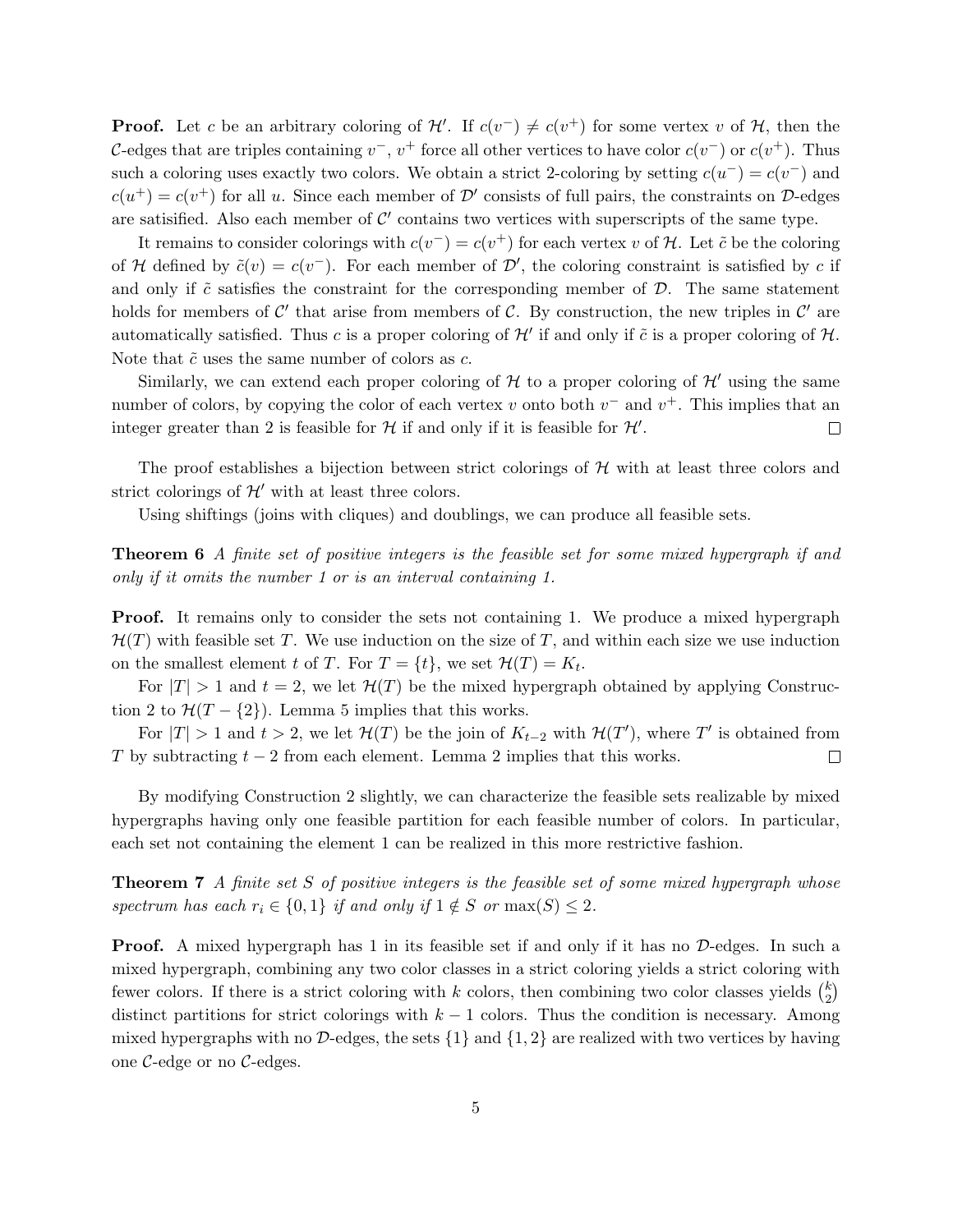**Proof.** Let $c$ be an arbitrary coloring of $\mathcal{H}'$. If $c(v^-) \neq c(v^+)$ for some vertex $v$ of $\mathcal{H}$, then the $\mathcal{C}$-edges that are triples containing $v^-$, $v^+$ force all other vertices to have color $c(v^-)$ or $c(v^+)$. Thus such a coloring uses exactly two colors. We obtain a strict 2-coloring by setting $c(u^-) = c(v^-)$ and $c(u^+) = c(v^+)$ for all $u$. Since each member of $\mathcal{D}'$ consists of full pairs, the constraints on $\mathcal{D}$-edges are satisified. Also each member of $\mathcal{C}'$ contains two vertices with superscripts of the same type.

It remains to consider colorings with $c(v^-) = c(v^+)$ for each vertex $v$ of $\mathcal{H}$. Let $\tilde{c}$ be the coloring of $\mathcal{H}$ defined by $\tilde{c}(v) = c(v^-)$. For each member of $\mathcal{D}'$, the coloring constraint is satisfied by $c$ if and only if $\tilde{c}$ satisfies the constraint for the corresponding member of $\mathcal{D}$. The same statement holds for members of $\mathcal{C}'$ that arise from members of $\mathcal{C}$. By construction, the new triples in $\mathcal{C}'$ are automatically satisfied. Thus $c$ is a proper coloring of $\mathcal{H}'$ if and only if $\tilde{c}$ is a proper coloring of $\mathcal{H}$. Note that $\tilde{c}$ uses the same number of colors as $c$.

Similarly, we can extend each proper coloring of $\mathcal{H}$ to a proper coloring of $\mathcal{H}'$ using the same number of colors, by copying the color of each vertex $v$ onto both $v^-$ and $v^+$. This implies that an integer greater than 2 is feasible for $\mathcal{H}$ if and only if it is feasible for $\mathcal{H}'$. $\square$

The proof establishes a bijection between strict colorings of $\mathcal{H}$ with at least three colors and strict colorings of $\mathcal{H}'$ with at least three colors.

Using shiftings (joins with cliques) and doublings, we can produce all feasible sets.

**Theorem 6** *A finite set of positive integers is the feasible set for some mixed hypergraph if and only if it omits the number 1 or is an interval containing 1.*

**Proof.** It remains only to consider the sets not containing 1. We produce a mixed hypergraph $\mathcal{H}(T)$ with feasible set $T$. We use induction on the size of $T$, and within each size we use induction on the smallest element $t$ of $T$. For $T = \{t\}$, we set $\mathcal{H}(T) = K_t$.

For $|T| > 1$ and $t = 2$, we let $\mathcal{H}(T)$ be the mixed hypergraph obtained by applying Construction 2 to $\mathcal{H}(T - \{2\})$. Lemma 5 implies that this works.

For $|T| > 1$ and $t > 2$, we let $\mathcal{H}(T)$ be the join of $K_{t-2}$ with $\mathcal{H}(T')$, where $T'$ is obtained from $T$ by subtracting $t - 2$ from each element. Lemma 2 implies that this works. $\square$

By modifying Construction 2 slightly, we can characterize the feasible sets realizable by mixed hypergraphs having only one feasible partition for each feasible number of colors. In particular, each set not containing the element 1 can be realized in this more restrictive fashion.

**Theorem 7** *A finite set $S$ of positive integers is the feasible set of some mixed hypergraph whose spectrum has each $r_i \in \{0, 1\}$ if and only if $1 \notin S$ or $\max(S) \leq 2$.*

**Proof.** A mixed hypergraph has 1 in its feasible set if and only if it has no $\mathcal{D}$-edges. In such a mixed hypergraph, combining any two color classes in a strict coloring yields a strict coloring with fewer colors. If there is a strict coloring with $k$ colors, then combining two color classes yields $\binom{k}{2}$ distinct partitions for strict colorings with $k - 1$ colors. Thus the condition is necessary. Among mixed hypergraphs with no $\mathcal{D}$-edges, the sets $\{1\}$ and $\{1, 2\}$ are realized with two vertices by having one $\mathcal{C}$-edge or no $\mathcal{C}$-edges.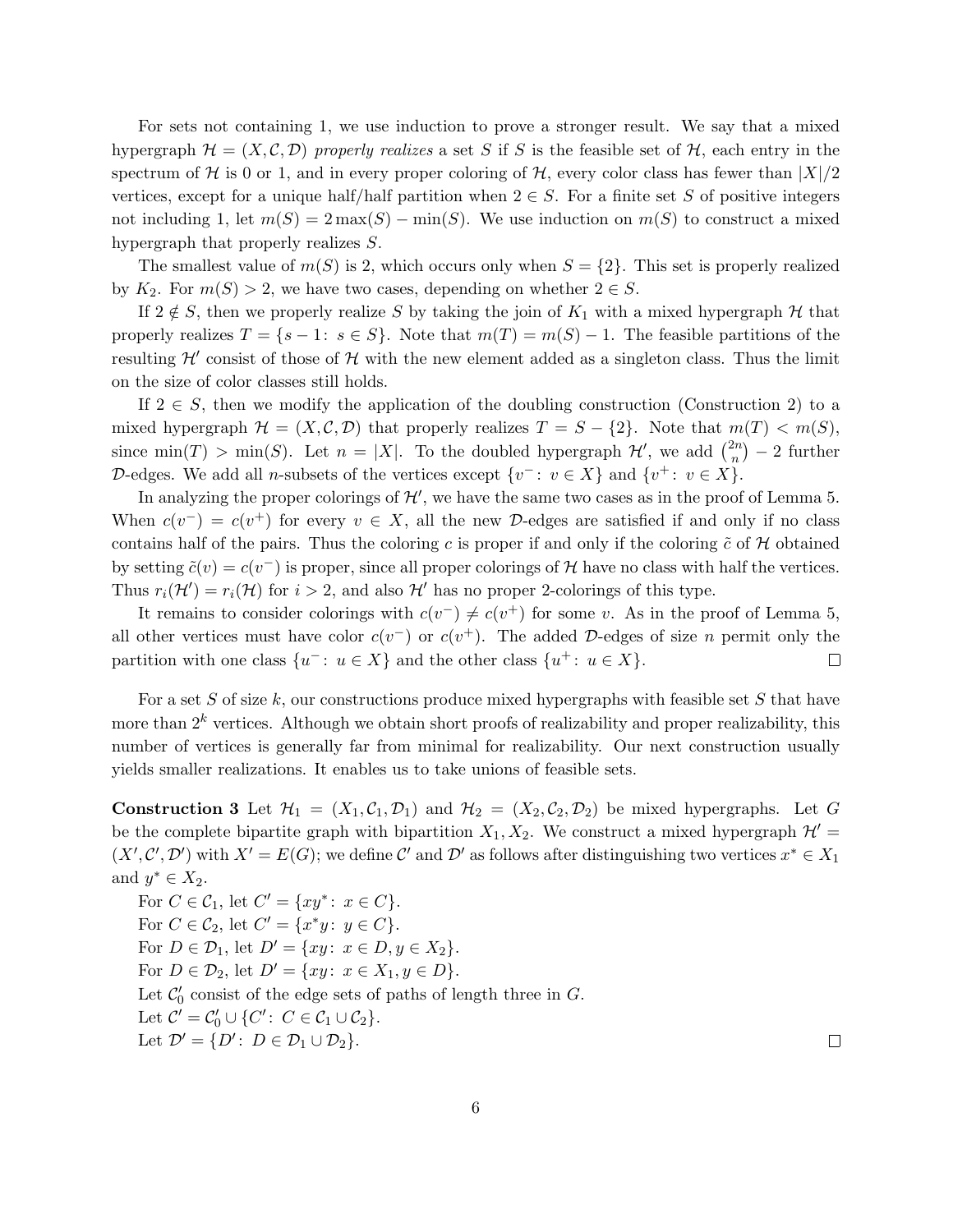For sets not containing 1, we use induction to prove a stronger result. We say that a mixed hypergraph $\mathcal{H} = (X, \mathcal{C}, \mathcal{D})$ *properly realizes* a set $S$ if $S$ is the feasible set of $\mathcal{H}$, each entry in the spectrum of $\mathcal{H}$ is 0 or 1, and in every proper coloring of $\mathcal{H}$, every color class has fewer than $|X|/2$ vertices, except for a unique half/half partition when $2 \in S$. For a finite set $S$ of positive integers not including 1, let $m(S) = 2\max(S) - \min(S)$. We use induction on $m(S)$ to construct a mixed hypergraph that properly realizes $S$.

The smallest value of $m(S)$ is 2, which occurs only when $S = \{2\}$. This set is properly realized by $K_2$. For $m(S) > 2$, we have two cases, depending on whether $2 \in S$.

If $2 \notin S$, then we properly realize $S$ by taking the join of $K_1$ with a mixed hypergraph $\mathcal{H}$ that properly realizes $T = \{s - 1\colon\ s \in S\}$. Note that $m(T) = m(S) - 1$. The feasible partitions of the resulting $\mathcal{H}'$ consist of those of $\mathcal{H}$ with the new element added as a singleton class. Thus the limit on the size of color classes still holds.

If $2 \in S$, then we modify the application of the doubling construction (Construction 2) to a mixed hypergraph $\mathcal{H} = (X, \mathcal{C}, \mathcal{D})$ that properly realizes $T = S - \{2\}$. Note that $m(T) < m(S)$, since $\min(T) > \min(S)$. Let $n = |X|$. To the doubled hypergraph $\mathcal{H}'$, we add $\binom{2n}{n} - 2$ further $\mathcal{D}$-edges. We add all $n$-subsets of the vertices except $\{v^-\colon\ v \in X\}$ and $\{v^+\colon\ v \in X\}$.

In analyzing the proper colorings of $\mathcal{H}'$, we have the same two cases as in the proof of Lemma 5. When $c(v^-) = c(v^+)$ for every $v \in X$, all the new $\mathcal{D}$-edges are satisfied if and only if no class contains half of the pairs. Thus the coloring $c$ is proper if and only if the coloring $\tilde{c}$ of $\mathcal{H}$ obtained by setting $\tilde{c}(v) = c(v^-)$ is proper, since all proper colorings of $\mathcal{H}$ have no class with half the vertices. Thus $r_i(\mathcal{H}') = r_i(\mathcal{H})$ for $i > 2$, and also $\mathcal{H}'$ has no proper 2-colorings of this type.

It remains to consider colorings with $c(v^-) \neq c(v^+)$ for some $v$. As in the proof of Lemma 5, all other vertices must have color $c(v^-)$ or $c(v^+)$. The added $\mathcal{D}$-edges of size $n$ permit only the partition with one class $\{u^-\colon\ u \in X\}$ and the other class $\{u^+\colon\ u \in X\}$. $\square$

For a set $S$ of size $k$, our constructions produce mixed hypergraphs with feasible set $S$ that have more than $2^k$ vertices. Although we obtain short proofs of realizability and proper realizability, this number of vertices is generally far from minimal for realizability. Our next construction usually yields smaller realizations. It enables us to take unions of feasible sets.

**Construction 3** Let $\mathcal{H}_1 = (X_1, \mathcal{C}_1, \mathcal{D}_1)$ and $\mathcal{H}_2 = (X_2, \mathcal{C}_2, \mathcal{D}_2)$ be mixed hypergraphs. Let $G$ be the complete bipartite graph with bipartition $X_1, X_2$. We construct a mixed hypergraph $\mathcal{H}' = (X', \mathcal{C}', \mathcal{D}')$ with $X' = E(G)$; we define $\mathcal{C}'$ and $\mathcal{D}'$ as follows after distinguishing two vertices $x^* \in X_1$ and $y^* \in X_2$.

For $C \in \mathcal{C}_1$, let $C' = \{xy^*\colon\ x \in C\}$.
For $C \in \mathcal{C}_2$, let $C' = \{x^*y\colon\ y \in C\}$.
For $D \in \mathcal{D}_1$, let $D' = \{xy\colon\ x \in D, y \in X_2\}$.
For $D \in \mathcal{D}_2$, let $D' = \{xy\colon\ x \in X_1, y \in D\}$.
Let $\mathcal{C}'_0$ consist of the edge sets of paths of length three in $G$.
Let $\mathcal{C}' = \mathcal{C}'_0 \cup \{C'\colon\ C \in \mathcal{C}_1 \cup \mathcal{C}_2\}$.
Let $\mathcal{D}' = \{D'\colon\ D \in \mathcal{D}_1 \cup \mathcal{D}_2\}$. $\square$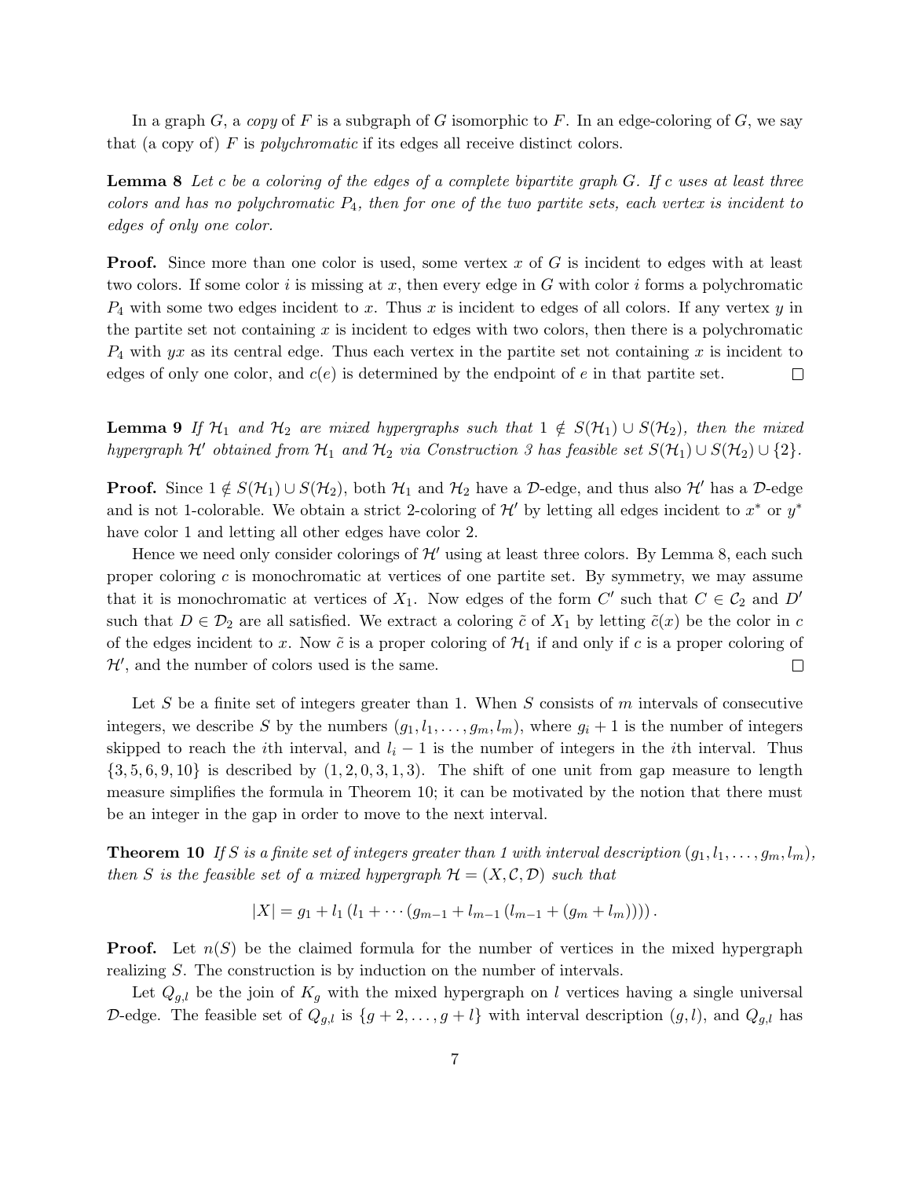In a graph $G$, a *copy* of $F$ is a subgraph of $G$ isomorphic to $F$. In an edge-coloring of $G$, we say that (a copy of) $F$ is *polychromatic* if its edges all receive distinct colors.

**Lemma 8** *Let $c$ be a coloring of the edges of a complete bipartite graph $G$. If $c$ uses at least three colors and has no polychromatic $P_4$, then for one of the two partite sets, each vertex is incident to edges of only one color.*

**Proof.** Since more than one color is used, some vertex $x$ of $G$ is incident to edges with at least two colors. If some color $i$ is missing at $x$, then every edge in $G$ with color $i$ forms a polychromatic $P_4$ with some two edges incident to $x$. Thus $x$ is incident to edges of all colors. If any vertex $y$ in the partite set not containing $x$ is incident to edges with two colors, then there is a polychromatic $P_4$ with $yx$ as its central edge. Thus each vertex in the partite set not containing $x$ is incident to edges of only one color, and $c(e)$ is determined by the endpoint of $e$ in that partite set. □

**Lemma 9** *If $\mathcal{H}_1$ and $\mathcal{H}_2$ are mixed hypergraphs such that $1 \notin S(\mathcal{H}_1) \cup S(\mathcal{H}_2)$, then the mixed hypergraph $\mathcal{H}'$ obtained from $\mathcal{H}_1$ and $\mathcal{H}_2$ via Construction 3 has feasible set $S(\mathcal{H}_1) \cup S(\mathcal{H}_2) \cup \{2\}$.*

**Proof.** Since $1 \notin S(\mathcal{H}_1) \cup S(\mathcal{H}_2)$, both $\mathcal{H}_1$ and $\mathcal{H}_2$ have a $\mathcal{D}$-edge, and thus also $\mathcal{H}'$ has a $\mathcal{D}$-edge and is not 1-colorable. We obtain a strict 2-coloring of $\mathcal{H}'$ by letting all edges incident to $x^*$ or $y^*$ have color 1 and letting all other edges have color 2.

Hence we need only consider colorings of $\mathcal{H}'$ using at least three colors. By Lemma 8, each such proper coloring $c$ is monochromatic at vertices of one partite set. By symmetry, we may assume that it is monochromatic at vertices of $X_1$. Now edges of the form $C'$ such that $C \in \mathcal{C}_2$ and $D'$ such that $D \in \mathcal{D}_2$ are all satisfied. We extract a coloring $\tilde{c}$ of $X_1$ by letting $\tilde{c}(x)$ be the color in $c$ of the edges incident to $x$. Now $\tilde{c}$ is a proper coloring of $\mathcal{H}_1$ if and only if $c$ is a proper coloring of $\mathcal{H}'$, and the number of colors used is the same. □

Let $S$ be a finite set of integers greater than 1. When $S$ consists of $m$ intervals of consecutive integers, we describe $S$ by the numbers $(g_1, l_1, \ldots, g_m, l_m)$, where $g_i + 1$ is the number of integers skipped to reach the $i$th interval, and $l_i - 1$ is the number of integers in the $i$th interval. Thus $\{3, 5, 6, 9, 10\}$ is described by $(1, 2, 0, 3, 1, 3)$. The shift of one unit from gap measure to length measure simplifies the formula in Theorem 10; it can be motivated by the notion that there must be an integer in the gap in order to move to the next interval.

**Theorem 10** *If $S$ is a finite set of integers greater than 1 with interval description $(g_1, l_1, \ldots, g_m, l_m)$, then $S$ is the feasible set of a mixed hypergraph $\mathcal{H} = (X, \mathcal{C}, \mathcal{D})$ such that*

$$|X| = g_1 + l_1 \left(l_1 + \cdots \left(g_{m-1} + l_{m-1} \left(l_{m-1} + (g_m + l_m)\right)\right)\right).$$

**Proof.** Let $n(S)$ be the claimed formula for the number of vertices in the mixed hypergraph realizing $S$. The construction is by induction on the number of intervals.

Let $Q_{g,l}$ be the join of $K_g$ with the mixed hypergraph on $l$ vertices having a single universal $\mathcal{D}$-edge. The feasible set of $Q_{g,l}$ is $\{g + 2, \ldots, g + l\}$ with interval description $(g, l)$, and $Q_{g,l}$ has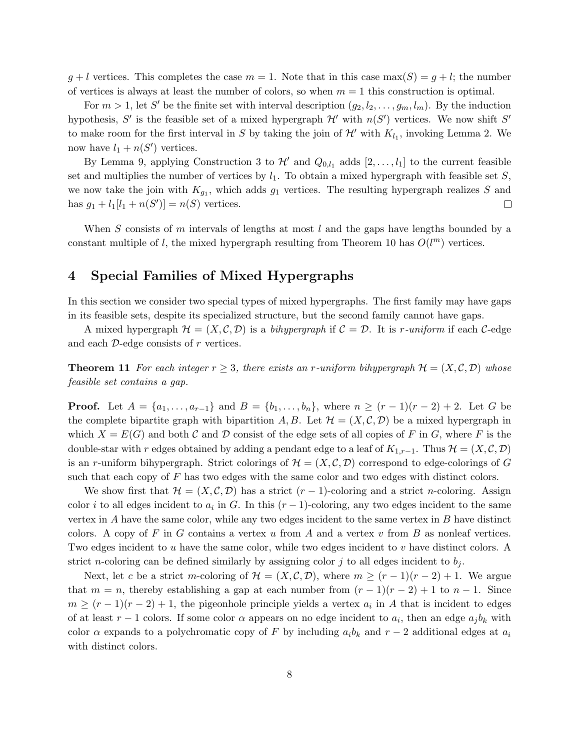$g + l$ vertices. This completes the case $m = 1$. Note that in this case $\max(S) = g + l$; the number of vertices is always at least the number of colors, so when $m = 1$ this construction is optimal.

For $m > 1$, let $S'$ be the finite set with interval description $(g_2, l_2, \ldots, g_m, l_m)$. By the induction hypothesis, $S'$ is the feasible set of a mixed hypergraph $\mathcal{H}'$ with $n(S')$ vertices. We now shift $S'$ to make room for the first interval in $S$ by taking the join of $\mathcal{H}'$ with $K_{l_1}$, invoking Lemma 2. We now have $l_1 + n(S')$ vertices.

By Lemma 9, applying Construction 3 to $\mathcal{H}'$ and $Q_{0,l_1}$ adds $[2, \ldots, l_1]$ to the current feasible set and multiplies the number of vertices by $l_1$. To obtain a mixed hypergraph with feasible set $S$, we now take the join with $K_{g_1}$, which adds $g_1$ vertices. The resulting hypergraph realizes $S$ and has $g_1 + l_1[l_1 + n(S')] = n(S)$ vertices. □

When $S$ consists of $m$ intervals of lengths at most $l$ and the gaps have lengths bounded by a constant multiple of $l$, the mixed hypergraph resulting from Theorem 10 has $O(l^m)$ vertices.

## 4 Special Families of Mixed Hypergraphs

In this section we consider two special types of mixed hypergraphs. The first family may have gaps in its feasible sets, despite its specialized structure, but the second family cannot have gaps.

A mixed hypergraph $\mathcal{H} = (X, \mathcal{C}, \mathcal{D})$ is a *bihypergraph* if $\mathcal{C} = \mathcal{D}$. It is *$r$-uniform* if each $\mathcal{C}$-edge and each $\mathcal{D}$-edge consists of $r$ vertices.

**Theorem 11** *For each integer $r \geq 3$, there exists an $r$-uniform bihypergraph $\mathcal{H} = (X, \mathcal{C}, \mathcal{D})$ whose feasible set contains a gap.*

**Proof.** Let $A = \{a_1, \ldots, a_{r-1}\}$ and $B = \{b_1, \ldots, b_n\}$, where $n \geq (r-1)(r-2) + 2$. Let $G$ be the complete bipartite graph with bipartition $A, B$. Let $\mathcal{H} = (X, \mathcal{C}, \mathcal{D})$ be a mixed hypergraph in which $X = E(G)$ and both $\mathcal{C}$ and $\mathcal{D}$ consist of the edge sets of all copies of $F$ in $G$, where $F$ is the double-star with $r$ edges obtained by adding a pendant edge to a leaf of $K_{1,r-1}$. Thus $\mathcal{H} = (X, \mathcal{C}, \mathcal{D})$ is an $r$-uniform bihypergraph. Strict colorings of $\mathcal{H} = (X, \mathcal{C}, \mathcal{D})$ correspond to edge-colorings of $G$ such that each copy of $F$ has two edges with the same color and two edges with distinct colors.

We show first that $\mathcal{H} = (X, \mathcal{C}, \mathcal{D})$ has a strict $(r-1)$-coloring and a strict $n$-coloring. Assign color $i$ to all edges incident to $a_i$ in $G$. In this $(r-1)$-coloring, any two edges incident to the same vertex in $A$ have the same color, while any two edges incident to the same vertex in $B$ have distinct colors. A copy of $F$ in $G$ contains a vertex $u$ from $A$ and a vertex $v$ from $B$ as nonleaf vertices. Two edges incident to $u$ have the same color, while two edges incident to $v$ have distinct colors. A strict $n$-coloring can be defined similarly by assigning color $j$ to all edges incident to $b_j$.

Next, let $c$ be a strict $m$-coloring of $\mathcal{H} = (X, \mathcal{C}, \mathcal{D})$, where $m \geq (r-1)(r-2) + 1$. We argue that $m = n$, thereby establishing a gap at each number from $(r-1)(r-2) + 1$ to $n - 1$. Since $m \geq (r-1)(r-2) + 1$, the pigeonhole principle yields a vertex $a_i$ in $A$ that is incident to edges of at least $r - 1$ colors. If some color $\alpha$ appears on no edge incident to $a_i$, then an edge $a_j b_k$ with color $\alpha$ expands to a polychromatic copy of $F$ by including $a_i b_k$ and $r - 2$ additional edges at $a_i$ with distinct colors.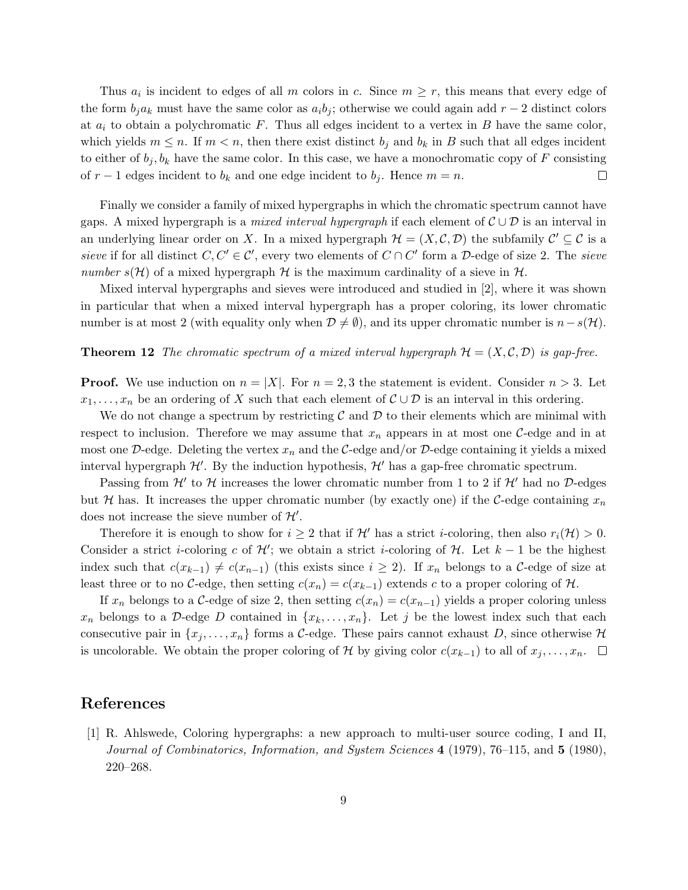Thus $a_i$ is incident to edges of all $m$ colors in $c$. Since $m \geq r$, this means that every edge of the form $b_j a_k$ must have the same color as $a_i b_j$; otherwise we could again add $r-2$ distinct colors at $a_i$ to obtain a polychromatic $F$. Thus all edges incident to a vertex in $B$ have the same color, which yields $m \leq n$. If $m < n$, then there exist distinct $b_j$ and $b_k$ in $B$ such that all edges incident to either of $b_j, b_k$ have the same color. In this case, we have a monochromatic copy of $F$ consisting of $r-1$ edges incident to $b_k$ and one edge incident to $b_j$. Hence $m = n$. □

Finally we consider a family of mixed hypergraphs in which the chromatic spectrum cannot have gaps. A mixed hypergraph is a *mixed interval hypergraph* if each element of $\mathcal{C} \cup \mathcal{D}$ is an interval in an underlying linear order on $X$. In a mixed hypergraph $\mathcal{H} = (X, \mathcal{C}, \mathcal{D})$ the subfamily $\mathcal{C}' \subseteq \mathcal{C}$ is a *sieve* if for all distinct $C, C' \in \mathcal{C}'$, every two elements of $C \cap C'$ form a $\mathcal{D}$-edge of size 2. The *sieve number* $s(\mathcal{H})$ of a mixed hypergraph $\mathcal{H}$ is the maximum cardinality of a sieve in $\mathcal{H}$.

Mixed interval hypergraphs and sieves were introduced and studied in [2], where it was shown in particular that when a mixed interval hypergraph has a proper coloring, its lower chromatic number is at most 2 (with equality only when $\mathcal{D} \neq \emptyset$), and its upper chromatic number is $n - s(\mathcal{H})$.

**Theorem 12** *The chromatic spectrum of a mixed interval hypergraph $\mathcal{H} = (X, \mathcal{C}, \mathcal{D})$ is gap-free.*

**Proof.** We use induction on $n = |X|$. For $n = 2, 3$ the statement is evident. Consider $n > 3$. Let $x_1, \ldots, x_n$ be an ordering of $X$ such that each element of $\mathcal{C} \cup \mathcal{D}$ is an interval in this ordering.

We do not change a spectrum by restricting $\mathcal{C}$ and $\mathcal{D}$ to their elements which are minimal with respect to inclusion. Therefore we may assume that $x_n$ appears in at most one $\mathcal{C}$-edge and in at most one $\mathcal{D}$-edge. Deleting the vertex $x_n$ and the $\mathcal{C}$-edge and/or $\mathcal{D}$-edge containing it yields a mixed interval hypergraph $\mathcal{H}'$. By the induction hypothesis, $\mathcal{H}'$ has a gap-free chromatic spectrum.

Passing from $\mathcal{H}'$ to $\mathcal{H}$ increases the lower chromatic number from 1 to 2 if $\mathcal{H}'$ had no $\mathcal{D}$-edges but $\mathcal{H}$ has. It increases the upper chromatic number (by exactly one) if the $\mathcal{C}$-edge containing $x_n$ does not increase the sieve number of $\mathcal{H}'$.

Therefore it is enough to show for $i \geq 2$ that if $\mathcal{H}'$ has a strict $i$-coloring, then also $r_i(\mathcal{H}) > 0$. Consider a strict $i$-coloring $c$ of $\mathcal{H}'$; we obtain a strict $i$-coloring of $\mathcal{H}$. Let $k-1$ be the highest index such that $c(x_{k-1}) \neq c(x_{n-1})$ (this exists since $i \geq 2$). If $x_n$ belongs to a $\mathcal{C}$-edge of size at least three or to no $\mathcal{C}$-edge, then setting $c(x_n) = c(x_{k-1})$ extends $c$ to a proper coloring of $\mathcal{H}$.

If $x_n$ belongs to a $\mathcal{C}$-edge of size 2, then setting $c(x_n) = c(x_{n-1})$ yields a proper coloring unless $x_n$ belongs to a $\mathcal{D}$-edge $D$ contained in $\{x_k, \ldots, x_n\}$. Let $j$ be the lowest index such that each consecutive pair in $\{x_j, \ldots, x_n\}$ forms a $\mathcal{C}$-edge. These pairs cannot exhaust $D$, since otherwise $\mathcal{H}$ is uncolorable. We obtain the proper coloring of $\mathcal{H}$ by giving color $c(x_{k-1})$ to all of $x_j, \ldots, x_n$. □

## References

[1] R. Ahlswede, Coloring hypergraphs: a new approach to multi-user source coding, I and II, *Journal of Combinatorics, Information, and System Sciences* **4** (1979), 76–115, and **5** (1980), 220–268.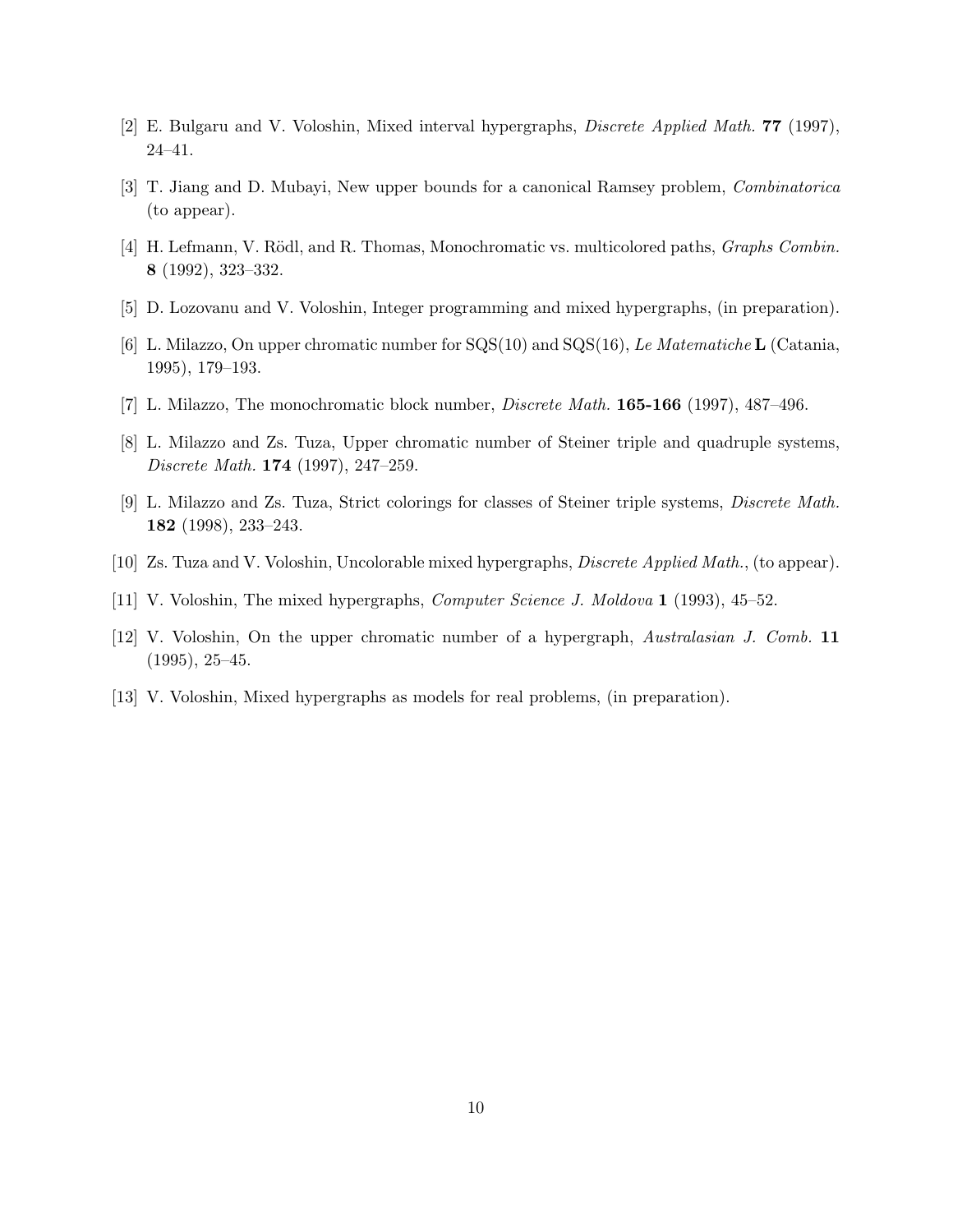[2] E. Bulgaru and V. Voloshin, Mixed interval hypergraphs, *Discrete Applied Math.* **77** (1997), 24–41.

[3] T. Jiang and D. Mubayi, New upper bounds for a canonical Ramsey problem, *Combinatorica* (to appear).

[4] H. Lefmann, V. Rödl, and R. Thomas, Monochromatic vs. multicolored paths, *Graphs Combin.* **8** (1992), 323–332.

[5] D. Lozovanu and V. Voloshin, Integer programming and mixed hypergraphs, (in preparation).

[6] L. Milazzo, On upper chromatic number for SQS(10) and SQS(16), *Le Matematiche* **L** (Catania, 1995), 179–193.

[7] L. Milazzo, The monochromatic block number, *Discrete Math.* **165-166** (1997), 487–496.

[8] L. Milazzo and Zs. Tuza, Upper chromatic number of Steiner triple and quadruple systems, *Discrete Math.* **174** (1997), 247–259.

[9] L. Milazzo and Zs. Tuza, Strict colorings for classes of Steiner triple systems, *Discrete Math.* **182** (1998), 233–243.

[10] Zs. Tuza and V. Voloshin, Uncolorable mixed hypergraphs, *Discrete Applied Math.*, (to appear).

[11] V. Voloshin, The mixed hypergraphs, *Computer Science J. Moldova* **1** (1993), 45–52.

[12] V. Voloshin, On the upper chromatic number of a hypergraph, *Australasian J. Comb.* **11** (1995), 25–45.

[13] V. Voloshin, Mixed hypergraphs as models for real problems, (in preparation).